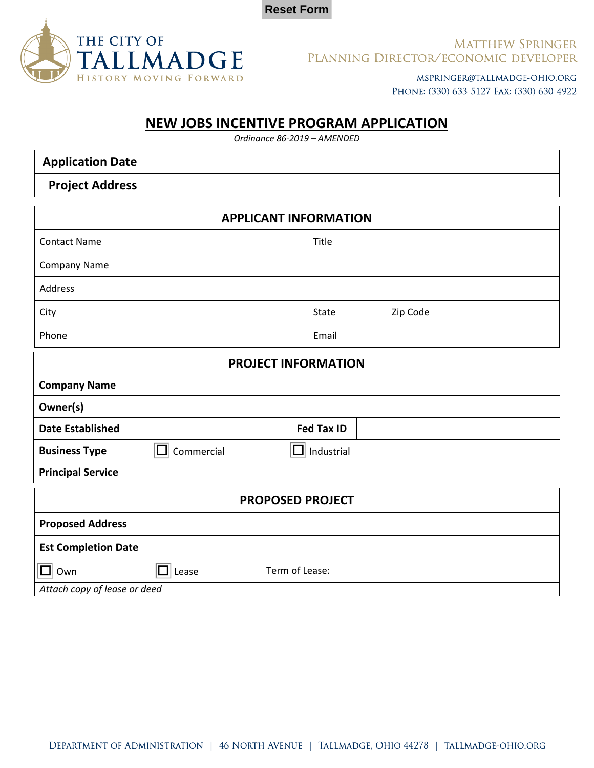Reset Form

THE CITY OF **TALLMADGE**
HISTORY MOVING FORWARD

MATTHEW SPRINGER
PLANNING DIRECTOR/ECONOMIC DEVELOPER

MSPRINGER@TALLMADGE-OHIO.ORG
PHONE: (330) 633-5127 FAX: (330) 630-4922

# NEW JOBS INCENTIVE PROGRAM APPLICATION

*Ordinance 86-2019 – AMENDED*

| **Application Date** | |
|---|---|
| **Project Address** | |

| APPLICANT INFORMATION | | | | | |
|---|---|---|---|---|---|
| Contact Name | | Title | | | |
| Company Name | | | | | |
| Address | | | | | |
| City | | State | | Zip Code | |
| Phone | | Email | | | |

| PROJECT INFORMATION | | | |
|---|---|---|---|
| **Company Name** | | | |
| **Owner(s)** | | | |
| **Date Established** | | **Fed Tax ID** | |
| **Business Type** | ☐ Commercial | ☐ Industrial | |
| **Principal Service** | | | |

| PROPOSED PROJECT | | |
|---|---|---|
| **Proposed Address** | | |
| **Est Completion Date** | | |
| ☐ Own | ☐ Lease | Term of Lease: |
| *Attach copy of lease or deed* | | |

DEPARTMENT OF ADMINISTRATION | 46 NORTH AVENUE | TALLMADGE, OHIO 44278 | TALLMADGE-OHIO.ORG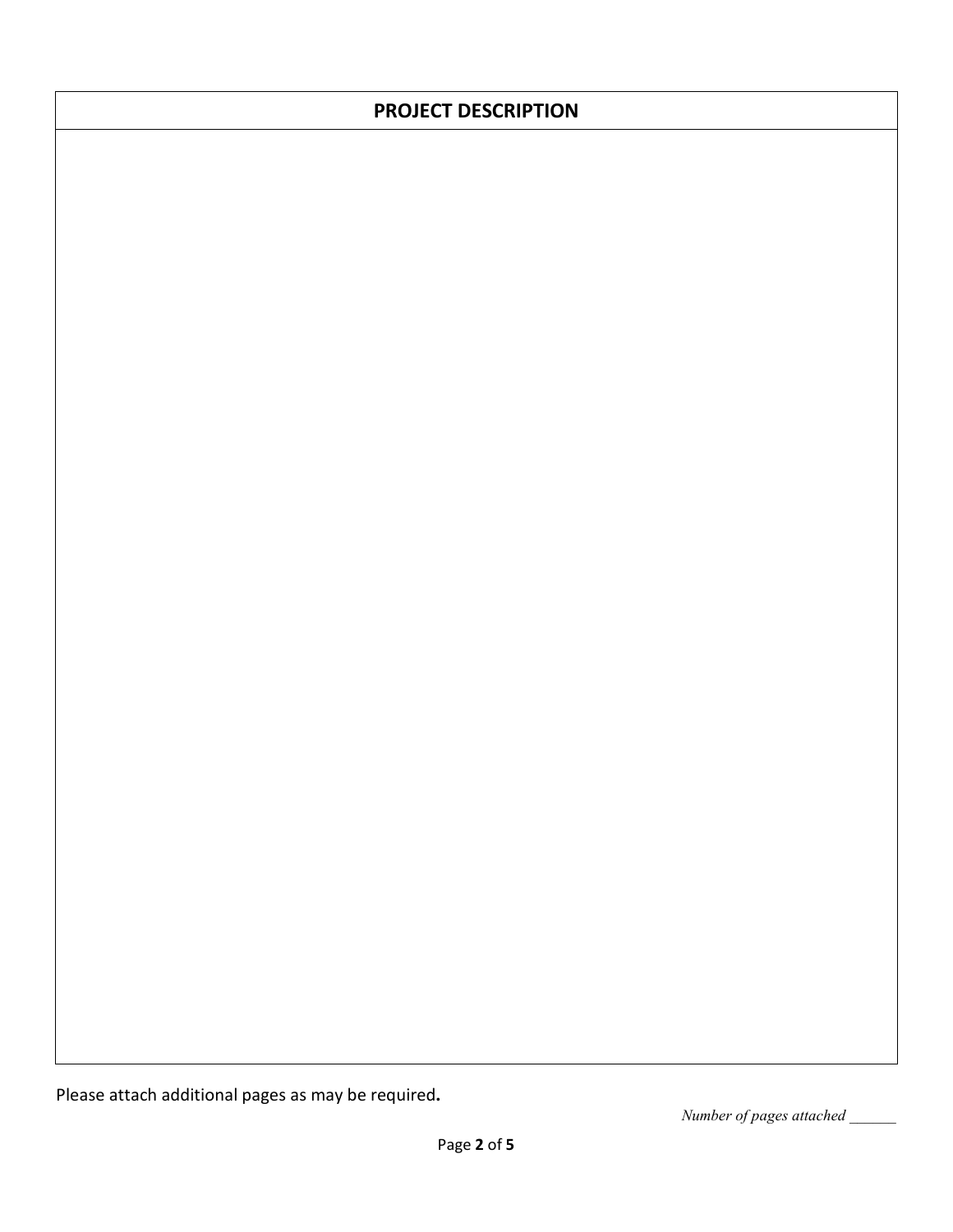## PROJECT DESCRIPTION

Please attach additional pages as may be required**.**

*Number of pages attached ______*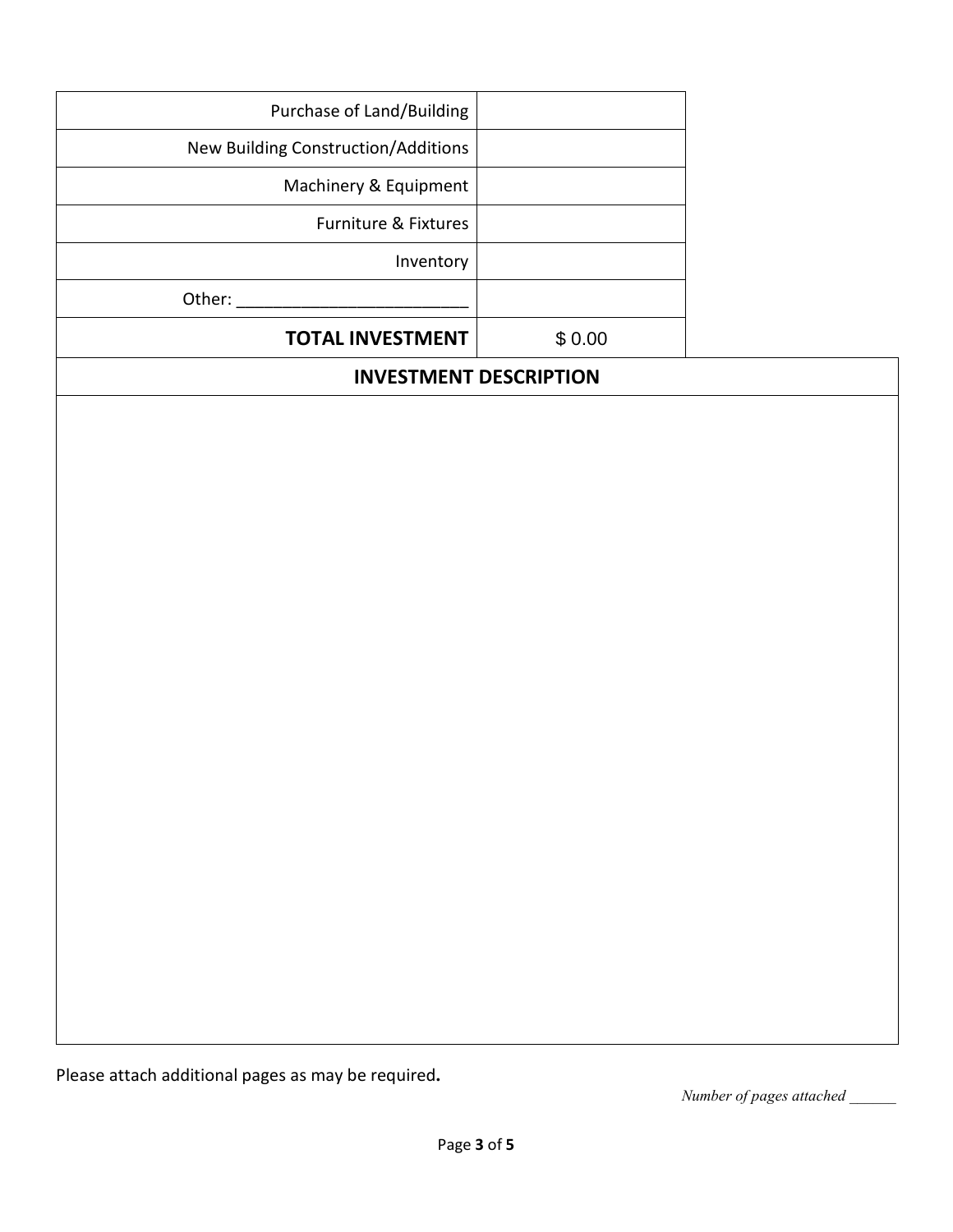| | |
|---|---|
| Purchase of Land/Building | |
| New Building Construction/Additions | |
| Machinery & Equipment | |
| Furniture & Fixtures | |
| Inventory | |
| Other: ________________________ | |
| **TOTAL INVESTMENT** | $ 0.00 |

| **INVESTMENT DESCRIPTION** |
|---|
| |

Please attach additional pages as may be required**.**

*Number of pages attached ______*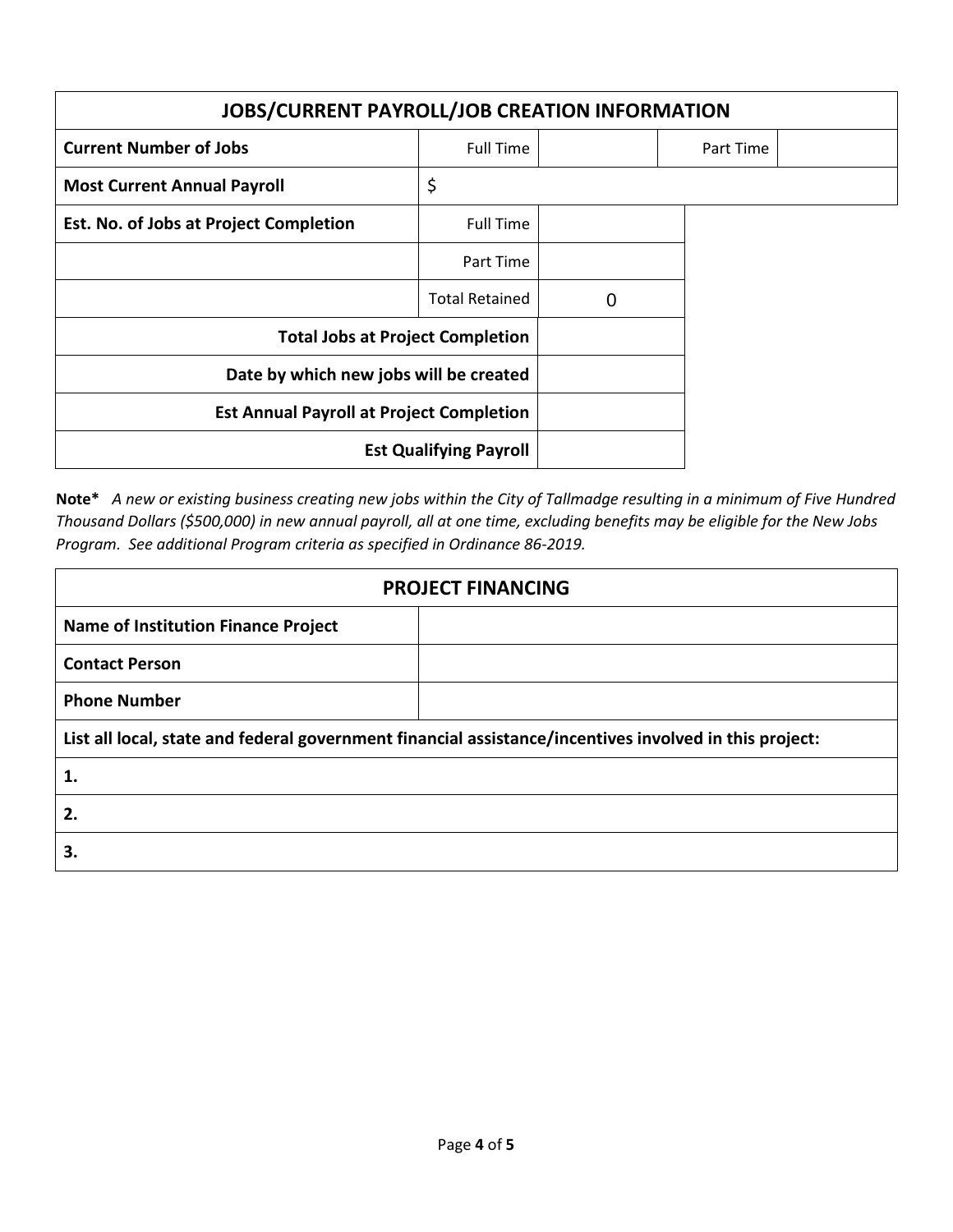| JOBS/CURRENT PAYROLL/JOB CREATION INFORMATION | | | | |
|---|---|---|---|---|
| **Current Number of Jobs** | Full Time | | Part Time | |
| **Most Current Annual Payroll** | $ | | | |
| **Est. No. of Jobs at Project Completion** | Full Time | | | |
| | Part Time | | | |
| | Total Retained | 0 | | |
| **Total Jobs at Project Completion** | | | | |
| **Date by which new jobs will be created** | | | | |
| **Est Annual Payroll at Project Completion** | | | | |
| **Est Qualifying Payroll** | | | | |

**Note*** *A new or existing business creating new jobs within the City of Tallmadge resulting in a minimum of Five Hundred Thousand Dollars ($500,000) in new annual payroll, all at one time, excluding benefits may be eligible for the New Jobs Program. See additional Program criteria as specified in Ordinance 86-2019.*

| PROJECT FINANCING | |
|---|---|
| **Name of Institution Finance Project** | |
| **Contact Person** | |
| **Phone Number** | |
| **List all local, state and federal government financial assistance/incentives involved in this project:** | |
| **1.** | |
| **2.** | |
| **3.** | |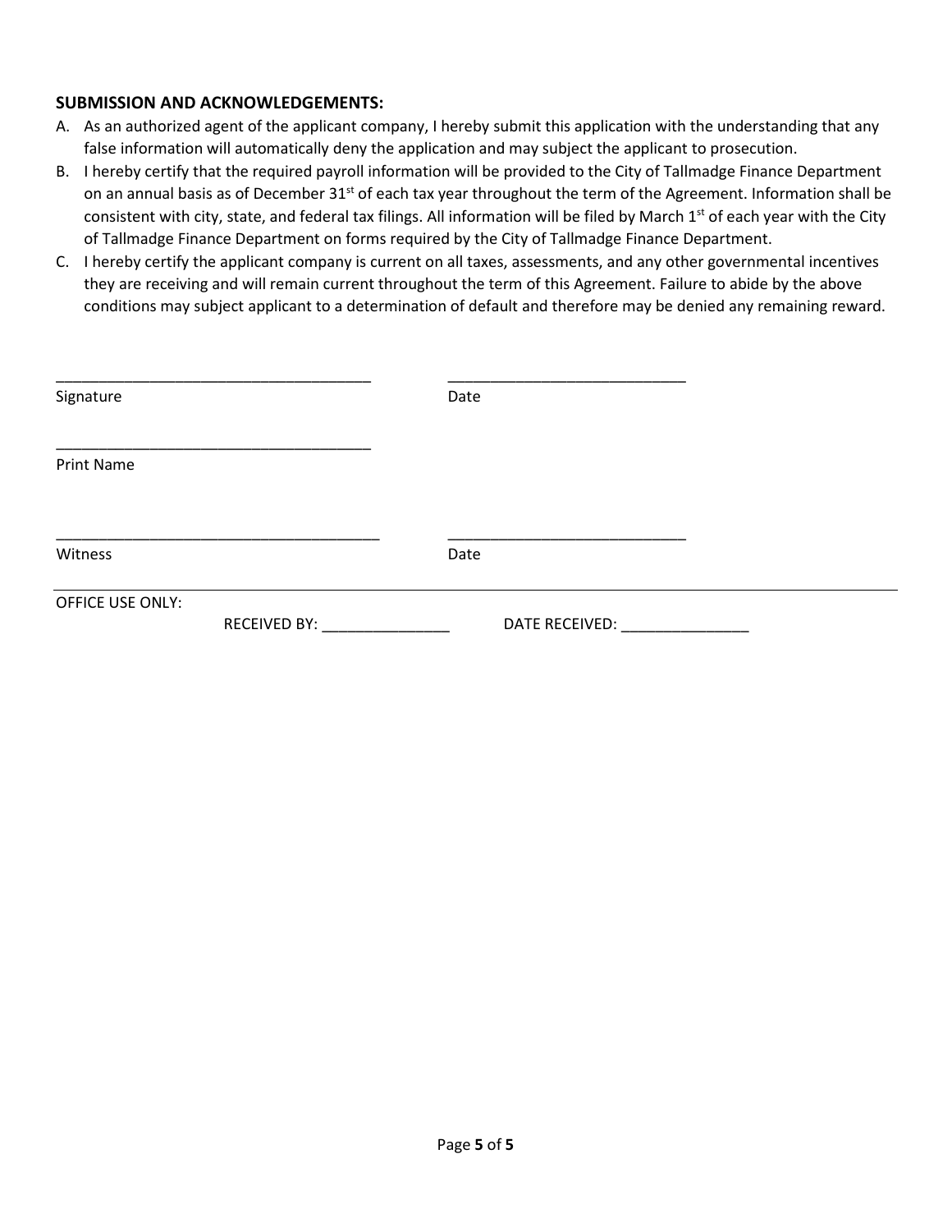**SUBMISSION AND ACKNOWLEDGEMENTS:**

A. As an authorized agent of the applicant company, I hereby submit this application with the understanding that any false information will automatically deny the application and may subject the applicant to prosecution.
B. I hereby certify that the required payroll information will be provided to the City of Tallmadge Finance Department on an annual basis as of December 31st of each tax year throughout the term of the Agreement. Information shall be consistent with city, state, and federal tax filings. All information will be filed by March 1st of each year with the City of Tallmadge Finance Department on forms required by the City of Tallmadge Finance Department.
C. I hereby certify the applicant company is current on all taxes, assessments, and any other governmental incentives they are receiving and will remain current throughout the term of this Agreement. Failure to abide by the above conditions may subject applicant to a determination of default and therefore may be denied any remaining reward.

_____________________________________ _____________________________

Signature Date

_____________________________________

Print Name

_____________________________________ _____________________________

Witness Date

OFFICE USE ONLY:

RECEIVED BY: _______________ DATE RECEIVED: _______________